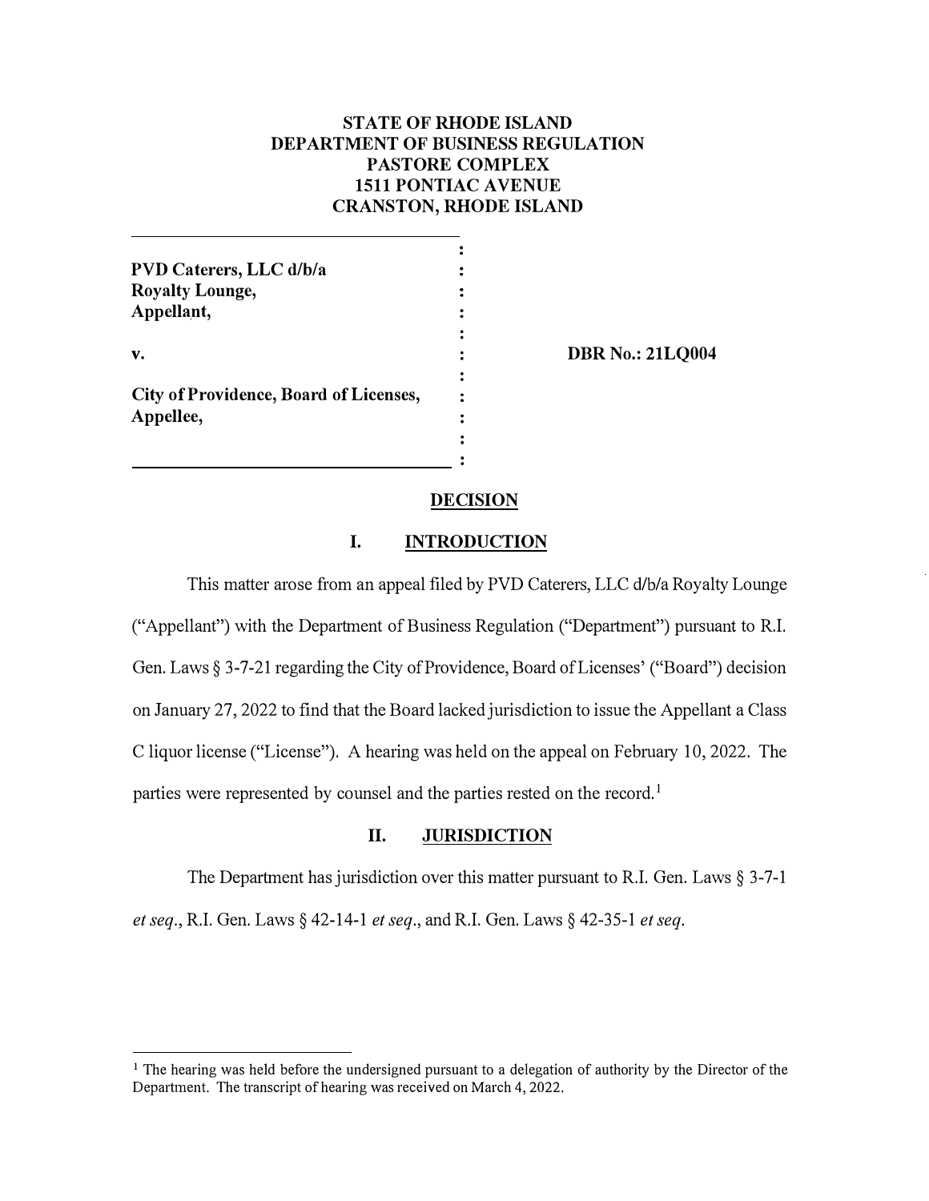**STATE OF RHODE ISLAND**
**DEPARTMENT OF BUSINESS REGULATION**
**PASTORE COMPLEX**
**1511 PONTIAC AVENUE**
**CRANSTON, RHODE ISLAND**

| | |
|---|---|
| **PVD Caterers, LLC d/b/a Royalty Lounge, Appellant,** | |
| **v.** | **DBR No.: 21LQ004** |
| **City of Providence, Board of Licenses, Appellee,** | |

## DECISION

### I. INTRODUCTION

This matter arose from an appeal filed by PVD Caterers, LLC d/b/a Royalty Lounge ("Appellant") with the Department of Business Regulation ("Department") pursuant to R.I. Gen. Laws § 3-7-21 regarding the City of Providence, Board of Licenses' ("Board") decision on January 27, 2022 to find that the Board lacked jurisdiction to issue the Appellant a Class C liquor license ("License"). A hearing was held on the appeal on February 10, 2022. The parties were represented by counsel and the parties rested on the record.[1]

### II. JURISDICTION

The Department has jurisdiction over this matter pursuant to R.I. Gen. Laws § 3-7-1 *et seq.*, R.I. Gen. Laws § 42-14-1 *et seq.*, and R.I. Gen. Laws § 42-35-1 *et seq.*

---

[1] The hearing was held before the undersigned pursuant to a delegation of authority by the Director of the Department. The transcript of hearing was received on March 4, 2022.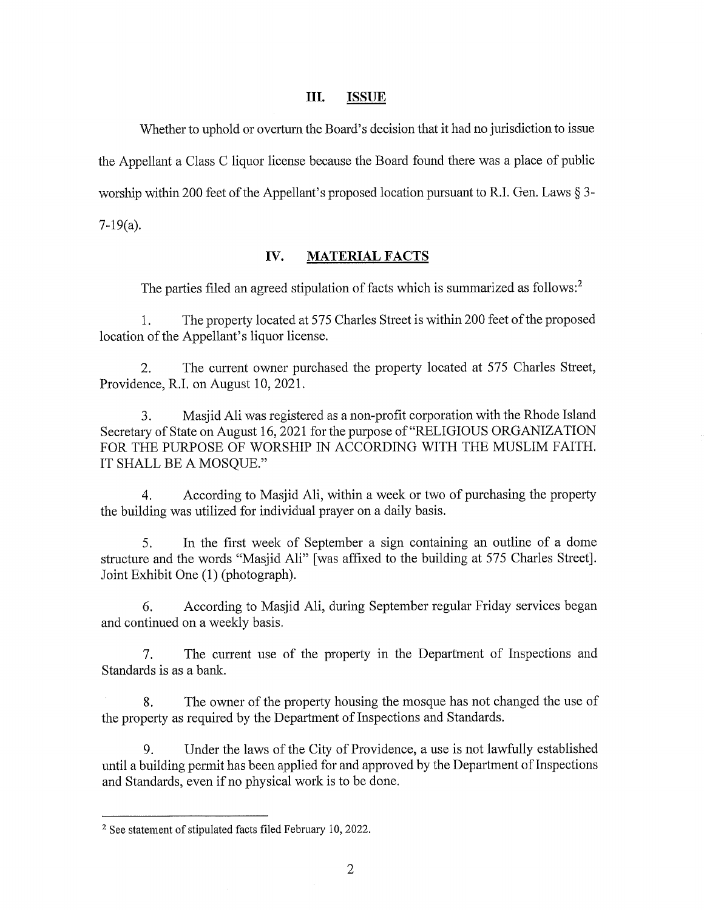## III. ISSUE

Whether to uphold or overturn the Board's decision that it had no jurisdiction to issue the Appellant a Class C liquor license because the Board found there was a place of public worship within 200 feet of the Appellant's proposed location pursuant to R.I. Gen. Laws § 3-7-19(a).

## IV. MATERIAL FACTS

The parties filed an agreed stipulation of facts which is summarized as follows:[2]

1. The property located at 575 Charles Street is within 200 feet of the proposed location of the Appellant's liquor license.

2. The current owner purchased the property located at 575 Charles Street, Providence, R.I. on August 10, 2021.

3. Masjid Ali was registered as a non-profit corporation with the Rhode Island Secretary of State on August 16, 2021 for the purpose of "RELIGIOUS ORGANIZATION FOR THE PURPOSE OF WORSHIP IN ACCORDING WITH THE MUSLIM FAITH. IT SHALL BE A MOSQUE."

4. According to Masjid Ali, within a week or two of purchasing the property the building was utilized for individual prayer on a daily basis.

5. In the first week of September a sign containing an outline of a dome structure and the words "Masjid Ali" [was affixed to the building at 575 Charles Street]. Joint Exhibit One (1) (photograph).

6. According to Masjid Ali, during September regular Friday services began and continued on a weekly basis.

7. The current use of the property in the Department of Inspections and Standards is as a bank.

8. The owner of the property housing the mosque has not changed the use of the property as required by the Department of Inspections and Standards.

9. Under the laws of the City of Providence, a use is not lawfully established until a building permit has been applied for and approved by the Department of Inspections and Standards, even if no physical work is to be done.

---

[2] See statement of stipulated facts filed February 10, 2022.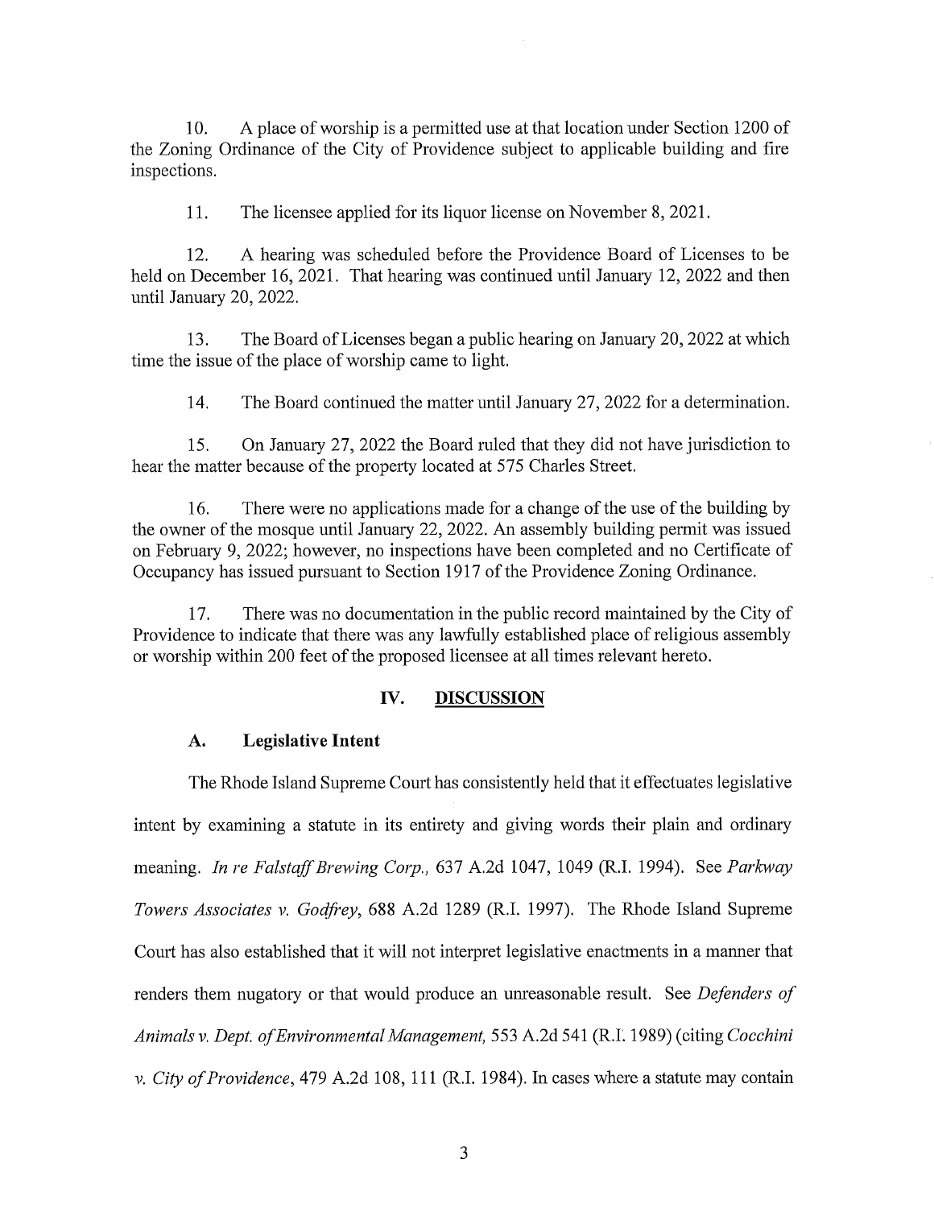10. A place of worship is a permitted use at that location under Section 1200 of the Zoning Ordinance of the City of Providence subject to applicable building and fire inspections.

11. The licensee applied for its liquor license on November 8, 2021.

12. A hearing was scheduled before the Providence Board of Licenses to be held on December 16, 2021. That hearing was continued until January 12, 2022 and then until January 20, 2022.

13. The Board of Licenses began a public hearing on January 20, 2022 at which time the issue of the place of worship came to light.

14. The Board continued the matter until January 27, 2022 for a determination.

15. On January 27, 2022 the Board ruled that they did not have jurisdiction to hear the matter because of the property located at 575 Charles Street.

16. There were no applications made for a change of the use of the building by the owner of the mosque until January 22, 2022. An assembly building permit was issued on February 9, 2022; however, no inspections have been completed and no Certificate of Occupancy has issued pursuant to Section 1917 of the Providence Zoning Ordinance.

17. There was no documentation in the public record maintained by the City of Providence to indicate that there was any lawfully established place of religious assembly or worship within 200 feet of the proposed licensee at all times relevant hereto.

## IV. DISCUSSION

### A. Legislative Intent

The Rhode Island Supreme Court has consistently held that it effectuates legislative intent by examining a statute in its entirety and giving words their plain and ordinary meaning. *In re Falstaff Brewing Corp.,* 637 A.2d 1047, 1049 (R.I. 1994). See *Parkway Towers Associates v. Godfrey*, 688 A.2d 1289 (R.I. 1997). The Rhode Island Supreme Court has also established that it will not interpret legislative enactments in a manner that renders them nugatory or that would produce an unreasonable result. See *Defenders of Animals v. Dept. of Environmental Management,* 553 A.2d 541 (R.I. 1989) (citing *Cocchini v. City of Providence*, 479 A.2d 108, 111 (R.I. 1984). In cases where a statute may contain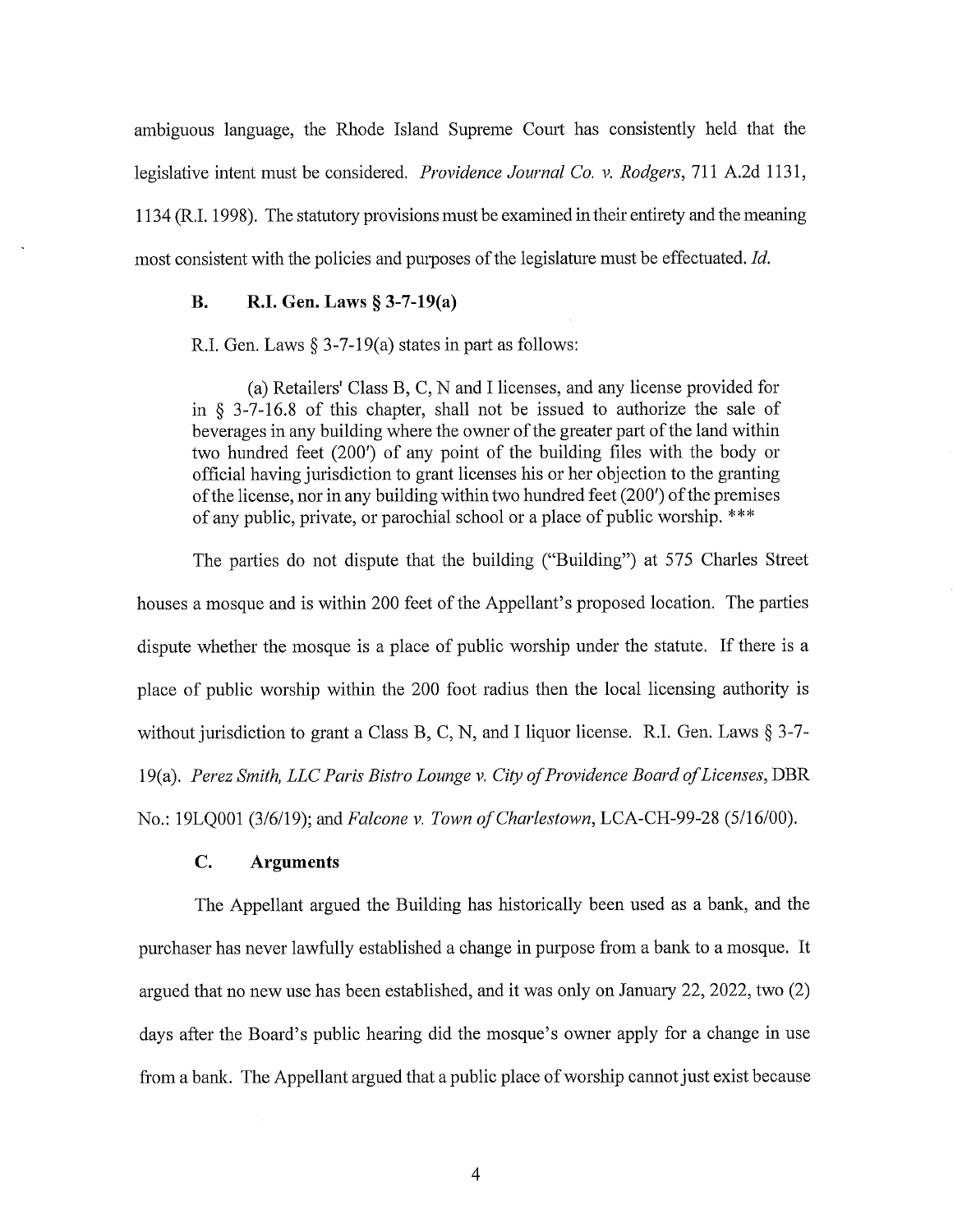ambiguous language, the Rhode Island Supreme Court has consistently held that the legislative intent must be considered. *Providence Journal Co. v. Rodgers*, 711 A.2d 1131, 1134 (R.I. 1998). The statutory provisions must be examined in their entirety and the meaning most consistent with the policies and purposes of the legislature must be effectuated. *Id.*

### B. R.I. Gen. Laws § 3-7-19(a)

R.I. Gen. Laws § 3-7-19(a) states in part as follows:

> (a) Retailers' Class B, C, N and I licenses, and any license provided for in § 3-7-16.8 of this chapter, shall not be issued to authorize the sale of beverages in any building where the owner of the greater part of the land within two hundred feet (200') of any point of the building files with the body or official having jurisdiction to grant licenses his or her objection to the granting of the license, nor in any building within two hundred feet (200') of the premises of any public, private, or parochial school or a place of public worship. ***

The parties do not dispute that the building ("Building") at 575 Charles Street houses a mosque and is within 200 feet of the Appellant's proposed location. The parties dispute whether the mosque is a place of public worship under the statute. If there is a place of public worship within the 200 foot radius then the local licensing authority is without jurisdiction to grant a Class B, C, N, and I liquor license. R.I. Gen. Laws § 3-7-19(a). *Perez Smith, LLC Paris Bistro Lounge v. City of Providence Board of Licenses*, DBR No.: 19LQ001 (3/6/19); and *Falcone v. Town of Charlestown*, LCA-CH-99-28 (5/16/00).

### C. Arguments

The Appellant argued the Building has historically been used as a bank, and the purchaser has never lawfully established a change in purpose from a bank to a mosque. It argued that no new use has been established, and it was only on January 22, 2022, two (2) days after the Board's public hearing did the mosque's owner apply for a change in use from a bank. The Appellant argued that a public place of worship cannot just exist because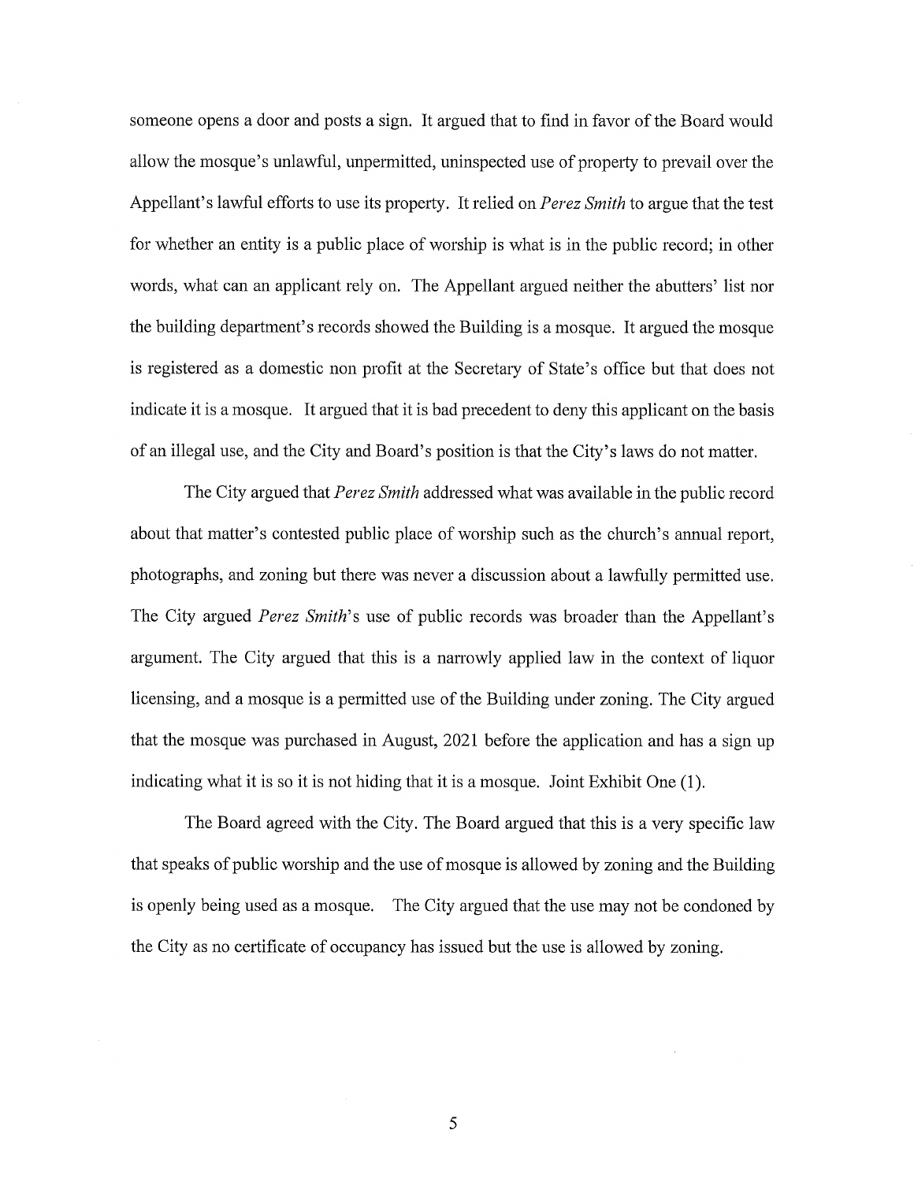someone opens a door and posts a sign. It argued that to find in favor of the Board would allow the mosque's unlawful, unpermitted, uninspected use of property to prevail over the Appellant's lawful efforts to use its property. It relied on *Perez Smith* to argue that the test for whether an entity is a public place of worship is what is in the public record; in other words, what can an applicant rely on. The Appellant argued neither the abutters' list nor the building department's records showed the Building is a mosque. It argued the mosque is registered as a domestic non profit at the Secretary of State's office but that does not indicate it is a mosque. It argued that it is bad precedent to deny this applicant on the basis of an illegal use, and the City and Board's position is that the City's laws do not matter.

The City argued that *Perez Smith* addressed what was available in the public record about that matter's contested public place of worship such as the church's annual report, photographs, and zoning but there was never a discussion about a lawfully permitted use. The City argued *Perez Smith*'s use of public records was broader than the Appellant's argument. The City argued that this is a narrowly applied law in the context of liquor licensing, and a mosque is a permitted use of the Building under zoning. The City argued that the mosque was purchased in August, 2021 before the application and has a sign up indicating what it is so it is not hiding that it is a mosque. Joint Exhibit One (1).

The Board agreed with the City. The Board argued that this is a very specific law that speaks of public worship and the use of mosque is allowed by zoning and the Building is openly being used as a mosque. The City argued that the use may not be condoned by the City as no certificate of occupancy has issued but the use is allowed by zoning.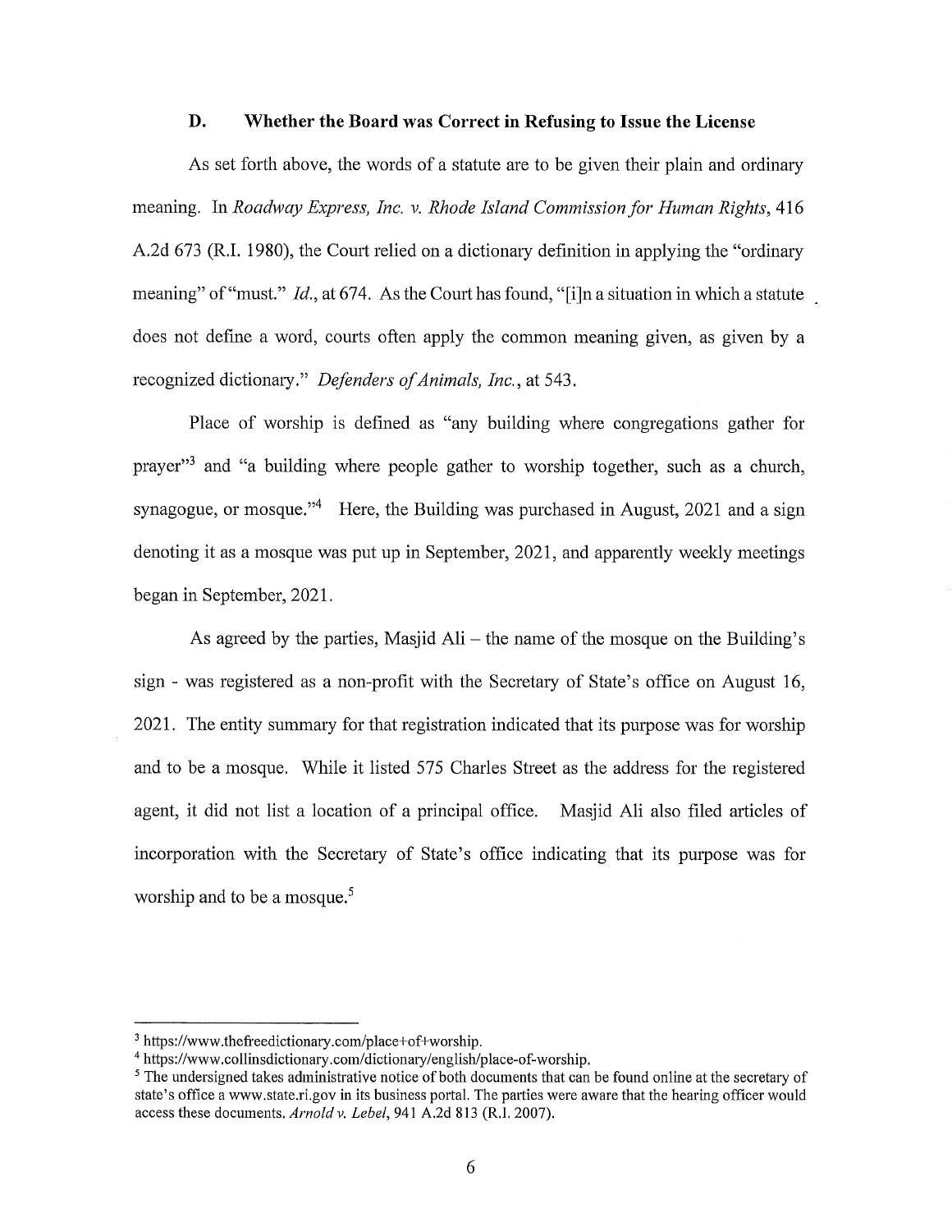### D. Whether the Board was Correct in Refusing to Issue the License

As set forth above, the words of a statute are to be given their plain and ordinary meaning. In *Roadway Express, Inc. v. Rhode Island Commission for Human Rights*, 416 A.2d 673 (R.I. 1980), the Court relied on a dictionary definition in applying the "ordinary meaning" of "must." *Id.*, at 674. As the Court has found, "[i]n a situation in which a statute does not define a word, courts often apply the common meaning given, as given by a recognized dictionary." *Defenders of Animals, Inc.*, at 543.

Place of worship is defined as "any building where congregations gather for prayer"[3] and "a building where people gather to worship together, such as a church, synagogue, or mosque."[4] Here, the Building was purchased in August, 2021 and a sign denoting it as a mosque was put up in September, 2021, and apparently weekly meetings began in September, 2021.

As agreed by the parties, Masjid Ali – the name of the mosque on the Building's sign - was registered as a non-profit with the Secretary of State's office on August 16, 2021. The entity summary for that registration indicated that its purpose was for worship and to be a mosque. While it listed 575 Charles Street as the address for the registered agent, it did not list a location of a principal office. Masjid Ali also filed articles of incorporation with the Secretary of State's office indicating that its purpose was for worship and to be a mosque.[5]

---

[3] https://www.thefreedictionary.com/place+of+worship.

[4] https://www.collinsdictionary.com/dictionary/english/place-of-worship.

[5] The undersigned takes administrative notice of both documents that can be found online at the secretary of state's office a www.state.ri.gov in its business portal. The parties were aware that the hearing officer would access these documents. *Arnold v. Lebel*, 941 A.2d 813 (R.I. 2007).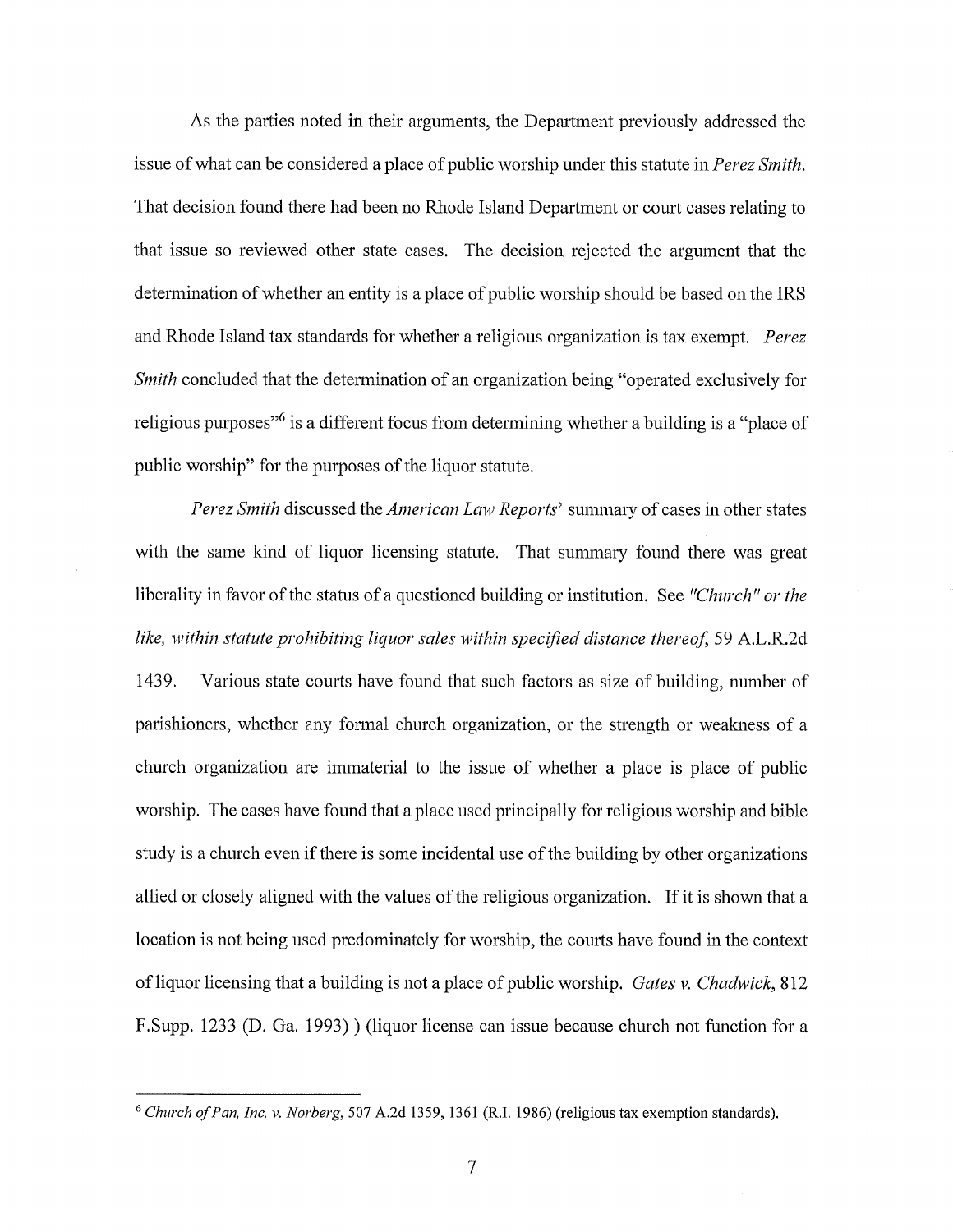As the parties noted in their arguments, the Department previously addressed the issue of what can be considered a place of public worship under this statute in *Perez Smith*. That decision found there had been no Rhode Island Department or court cases relating to that issue so reviewed other state cases. The decision rejected the argument that the determination of whether an entity is a place of public worship should be based on the IRS and Rhode Island tax standards for whether a religious organization is tax exempt. *Perez Smith* concluded that the determination of an organization being "operated exclusively for religious purposes"[6] is a different focus from determining whether a building is a "place of public worship" for the purposes of the liquor statute.

*Perez Smith* discussed the *American Law Reports*' summary of cases in other states with the same kind of liquor licensing statute. That summary found there was great liberality in favor of the status of a questioned building or institution. See *"Church" or the like, within statute prohibiting liquor sales within specified distance thereof*, 59 A.L.R.2d 1439. Various state courts have found that such factors as size of building, number of parishioners, whether any formal church organization, or the strength or weakness of a church organization are immaterial to the issue of whether a place is place of public worship. The cases have found that a place used principally for religious worship and bible study is a church even if there is some incidental use of the building by other organizations allied or closely aligned with the values of the religious organization. If it is shown that a location is not being used predominately for worship, the courts have found in the context of liquor licensing that a building is not a place of public worship. *Gates v. Chadwick*, 812 F.Supp. 1233 (D. Ga. 1993) ) (liquor license can issue because church not function for a

---

[6] *Church of Pan, Inc. v. Norberg*, 507 A.2d 1359, 1361 (R.I. 1986) (religious tax exemption standards).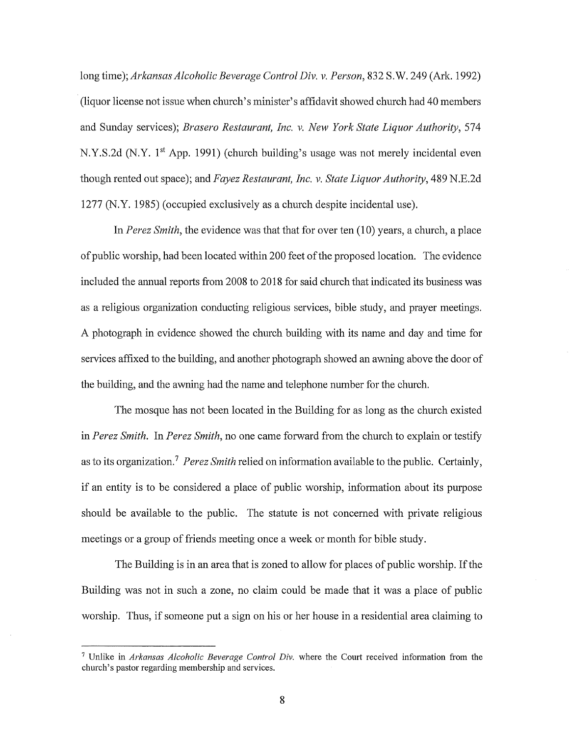long time); *Arkansas Alcoholic Beverage Control Div. v. Person*, 832 S.W. 249 (Ark. 1992) (liquor license not issue when church's minister's affidavit showed church had 40 members and Sunday services); *Brasero Restaurant, Inc. v. New York State Liquor Authority*, 574 N.Y.S.2d (N.Y. 1st App. 1991) (church building's usage was not merely incidental even though rented out space); and *Fayez Restaurant, Inc. v. State Liquor Authority*, 489 N.E.2d 1277 (N.Y. 1985) (occupied exclusively as a church despite incidental use).

In *Perez Smith*, the evidence was that that for over ten (10) years, a church, a place of public worship, had been located within 200 feet of the proposed location. The evidence included the annual reports from 2008 to 2018 for said church that indicated its business was as a religious organization conducting religious services, bible study, and prayer meetings. A photograph in evidence showed the church building with its name and day and time for services affixed to the building, and another photograph showed an awning above the door of the building, and the awning had the name and telephone number for the church.

The mosque has not been located in the Building for as long as the church existed in *Perez Smith*. In *Perez Smith*, no one came forward from the church to explain or testify as to its organization.[7] *Perez Smith* relied on information available to the public. Certainly, if an entity is to be considered a place of public worship, information about its purpose should be available to the public. The statute is not concerned with private religious meetings or a group of friends meeting once a week or month for bible study.

The Building is in an area that is zoned to allow for places of public worship. If the Building was not in such a zone, no claim could be made that it was a place of public worship. Thus, if someone put a sign on his or her house in a residential area claiming to

---

[7] Unlike in *Arkansas Alcoholic Beverage Control Div.* where the Court received information from the church's pastor regarding membership and services.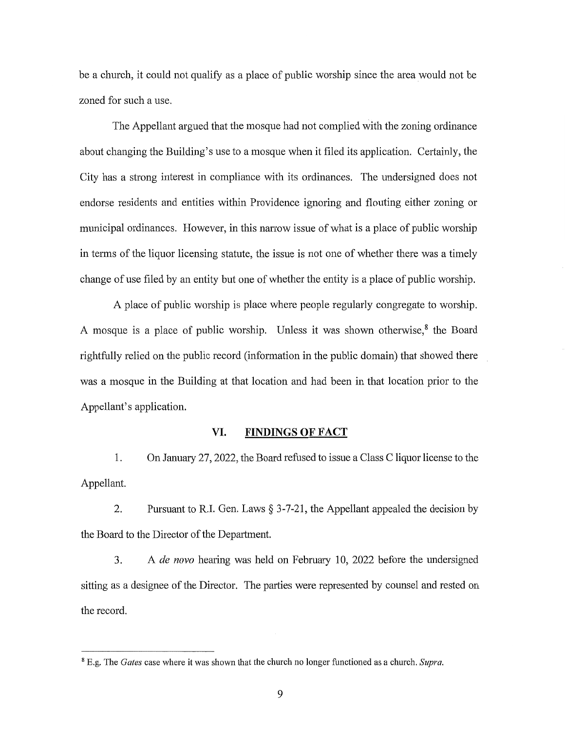be a church, it could not qualify as a place of public worship since the area would not be zoned for such a use.

The Appellant argued that the mosque had not complied with the zoning ordinance about changing the Building's use to a mosque when it filed its application. Certainly, the City has a strong interest in compliance with its ordinances. The undersigned does not endorse residents and entities within Providence ignoring and flouting either zoning or municipal ordinances. However, in this narrow issue of what is a place of public worship in terms of the liquor licensing statute, the issue is not one of whether there was a timely change of use filed by an entity but one of whether the entity is a place of public worship.

A place of public worship is place where people regularly congregate to worship. A mosque is a place of public worship. Unless it was shown otherwise,[8] the Board rightfully relied on the public record (information in the public domain) that showed there was a mosque in the Building at that location and had been in that location prior to the Appellant's application.

## VI. FINDINGS OF FACT

1. On January 27, 2022, the Board refused to issue a Class C liquor license to the Appellant.

2. Pursuant to R.I. Gen. Laws § 3-7-21, the Appellant appealed the decision by the Board to the Director of the Department.

3. A *de novo* hearing was held on February 10, 2022 before the undersigned sitting as a designee of the Director. The parties were represented by counsel and rested on the record.

---

[8] E.g. The *Gates* case where it was shown that the church no longer functioned as a church. *Supra.*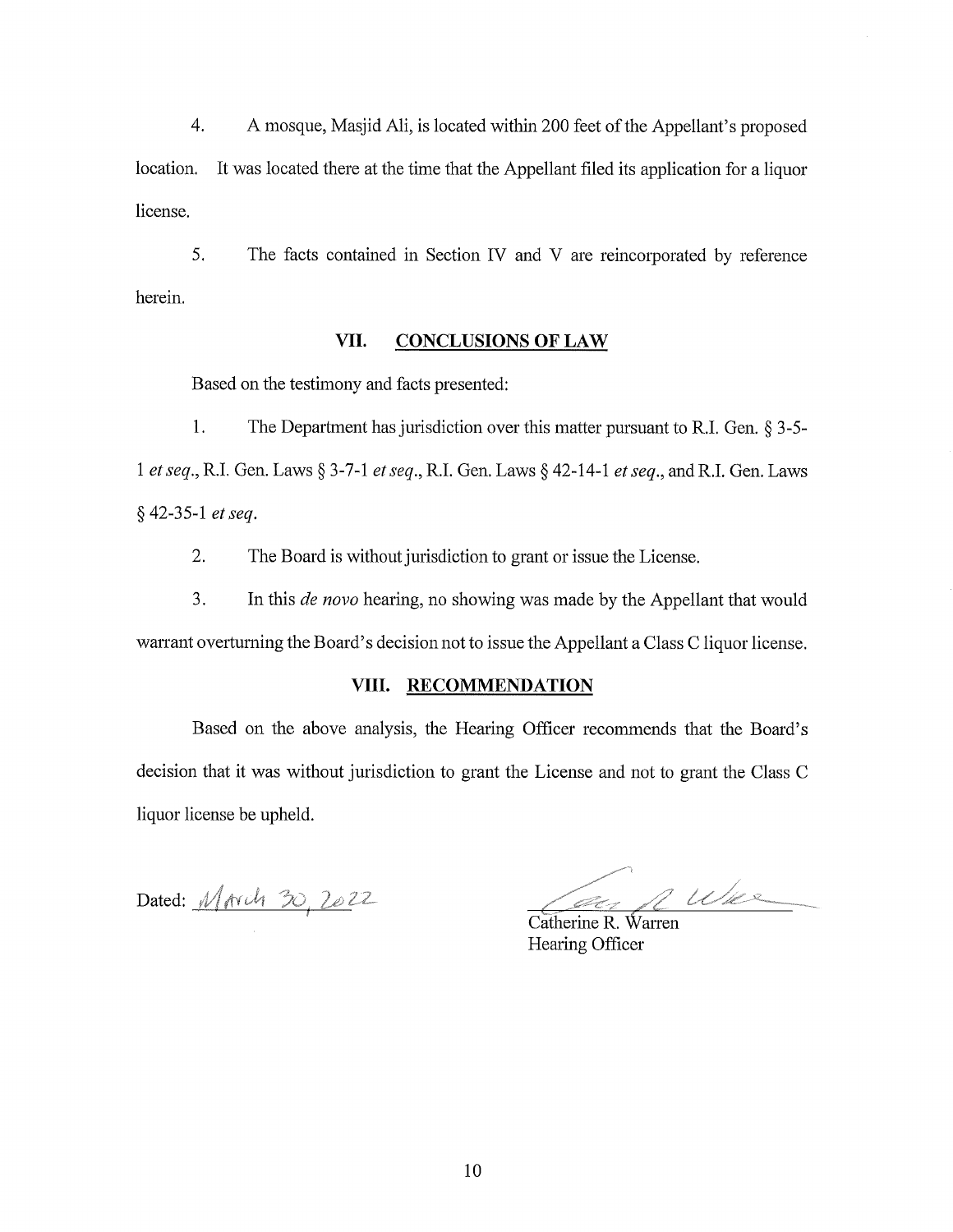4. A mosque, Masjid Ali, is located within 200 feet of the Appellant's proposed location. It was located there at the time that the Appellant filed its application for a liquor license.

5. The facts contained in Section IV and V are reincorporated by reference herein.

## VII. CONCLUSIONS OF LAW

Based on the testimony and facts presented:

1. The Department has jurisdiction over this matter pursuant to R.I. Gen. § 3-5-1 *et seq.*, R.I. Gen. Laws § 3-7-1 *et seq.*, R.I. Gen. Laws § 42-14-1 *et seq.*, and R.I. Gen. Laws § 42-35-1 *et seq.*

2. The Board is without jurisdiction to grant or issue the License.

3. In this *de novo* hearing, no showing was made by the Appellant that would warrant overturning the Board's decision not to issue the Appellant a Class C liquor license.

## VIII. RECOMMENDATION

Based on the above analysis, the Hearing Officer recommends that the Board's decision that it was without jurisdiction to grant the License and not to grant the Class C liquor license be upheld.

Dated: March 30, 2022

Catherine R. Warren
Hearing Officer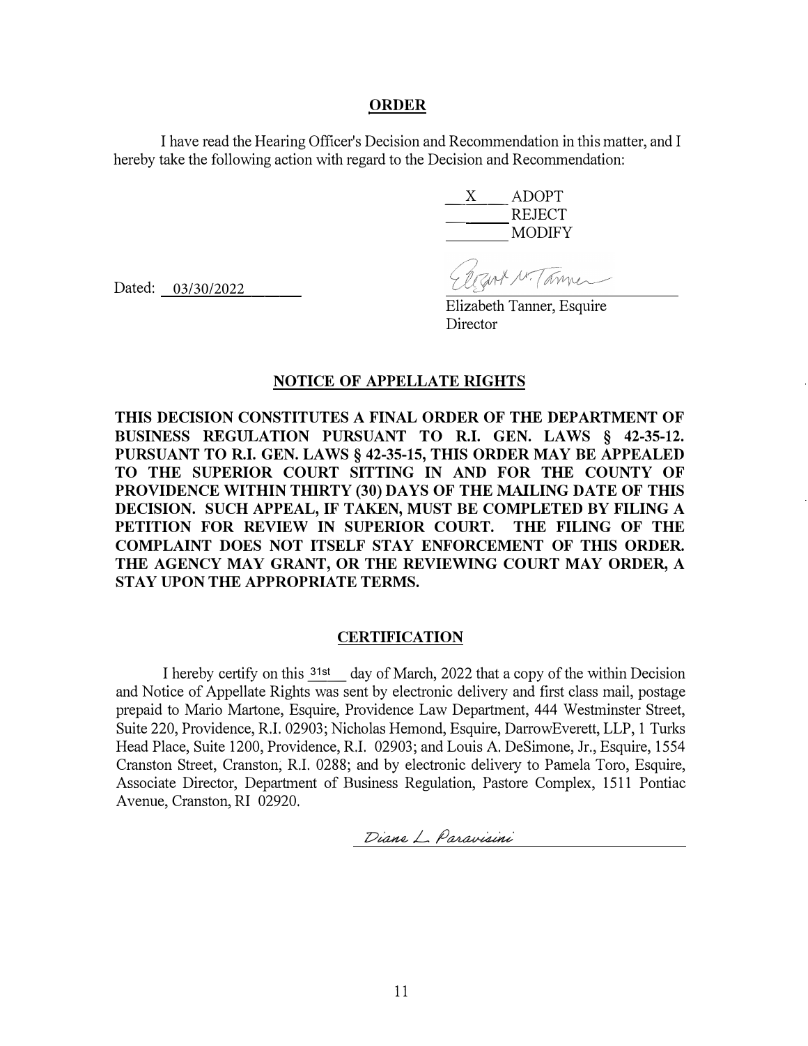## ORDER

I have read the Hearing Officer's Decision and Recommendation in this matter, and I hereby take the following action with regard to the Decision and Recommendation:

\_\_X\_\_\_ ADOPT
\_\_\_\_\_\_\_ REJECT
\_\_\_\_\_\_\_ MODIFY

Dated: 03/30/2022

Elizabeth M. Tanner
Elizabeth Tanner, Esquire
Director

## NOTICE OF APPELLATE RIGHTS

**THIS DECISION CONSTITUTES A FINAL ORDER OF THE DEPARTMENT OF BUSINESS REGULATION PURSUANT TO R.I. GEN. LAWS § 42-35-12. PURSUANT TO R.I. GEN. LAWS § 42-35-15, THIS ORDER MAY BE APPEALED TO THE SUPERIOR COURT SITTING IN AND FOR THE COUNTY OF PROVIDENCE WITHIN THIRTY (30) DAYS OF THE MAILING DATE OF THIS DECISION. SUCH APPEAL, IF TAKEN, MUST BE COMPLETED BY FILING A PETITION FOR REVIEW IN SUPERIOR COURT. THE FILING OF THE COMPLAINT DOES NOT ITSELF STAY ENFORCEMENT OF THIS ORDER. THE AGENCY MAY GRANT, OR THE REVIEWING COURT MAY ORDER, A STAY UPON THE APPROPRIATE TERMS.**

## CERTIFICATION

I hereby certify on this 31st day of March, 2022 that a copy of the within Decision and Notice of Appellate Rights was sent by electronic delivery and first class mail, postage prepaid to Mario Martone, Esquire, Providence Law Department, 444 Westminster Street, Suite 220, Providence, R.I. 02903; Nicholas Hemond, Esquire, DarrowEverett, LLP, 1 Turks Head Place, Suite 1200, Providence, R.I. 02903; and Louis A. DeSimone, Jr., Esquire, 1554 Cranston Street, Cranston, R.I. 0288; and by electronic delivery to Pamela Toro, Esquire, Associate Director, Department of Business Regulation, Pastore Complex, 1511 Pontiac Avenue, Cranston, RI 02920.

Diane L. Paravisini